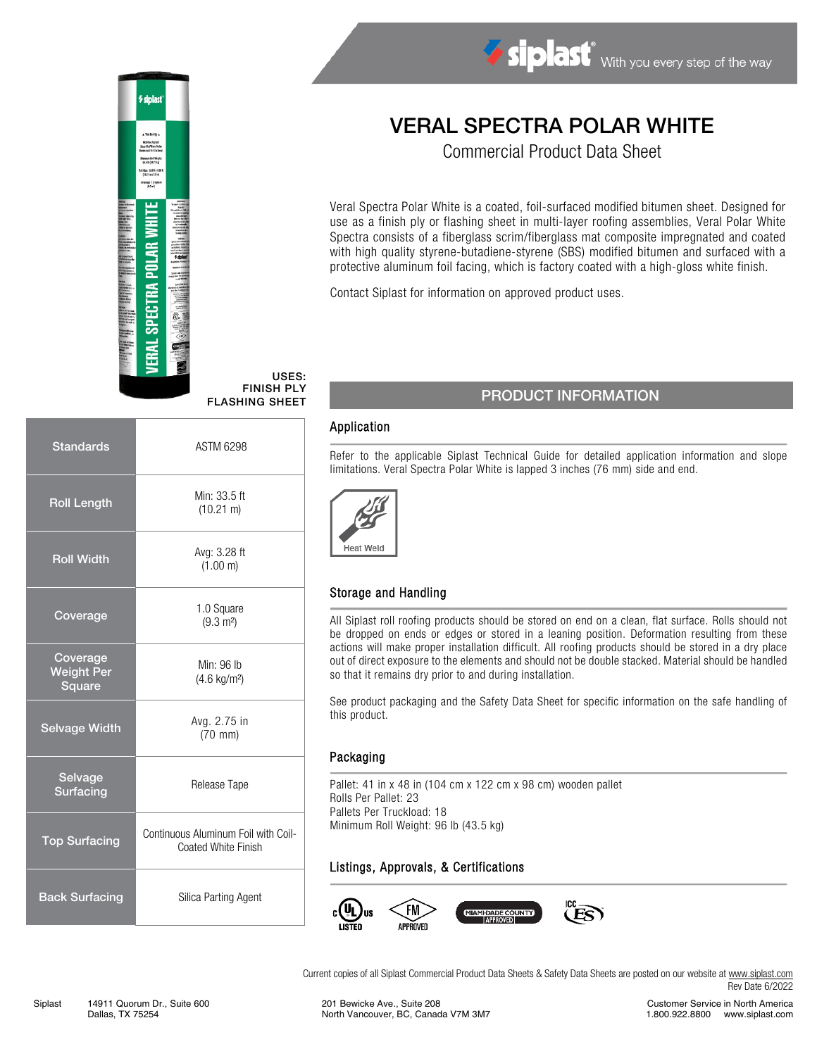# VERAL SPECTRA POLAR WHITE

Commercial Product Data Sheet

Veral Spectra Polar White is a coated, foil-surfaced modified bitumen sheet. Designed for use as a finish ply or flashing sheet in multi-layer roofing assemblies, Veral Polar White Spectra consists of a fiberglass scrim/fiberglass mat composite impregnated and coated with high quality styrene-butadiene-styrene (SBS) modified bitumen and surfaced with a protective aluminum foil facing, which is factory coated with a high-gloss white finish.

Contact Siplast for information on approved product uses.

**USES:**
**FINISH PLY**
**FLASHING SHEET**

| | |
|---|---|
| **Standards** | ASTM 6298 |
| **Roll Length** | Min: 33.5 ft (10.21 m) |
| **Roll Width** | Avg: 3.28 ft (1.00 m) |
| **Coverage** | 1.0 Square (9.3 m²) |
| **Coverage Weight Per Square** | Min: 96 lb (4.6 kg/m²) |
| **Selvage Width** | Avg. 2.75 in (70 mm) |
| **Selvage Surfacing** | Release Tape |
| **Top Surfacing** | Continuous Aluminum Foil with Coil-Coated White Finish |
| **Back Surfacing** | Silica Parting Agent |

## PRODUCT INFORMATION

### Application

Refer to the applicable Siplast Technical Guide for detailed application information and slope limitations. Veral Spectra Polar White is lapped 3 inches (76 mm) side and end.

Heat Weld

### Storage and Handling

All Siplast roll roofing products should be stored on end on a clean, flat surface. Rolls should not be dropped on ends or edges or stored in a leaning position. Deformation resulting from these actions will make proper installation difficult. All roofing products should be stored in a dry place out of direct exposure to the elements and should not be double stacked. Material should be handled so that it remains dry prior to and during installation.

See product packaging and the Safety Data Sheet for specific information on the safe handling of this product.

### Packaging

Pallet: 41 in x 48 in (104 cm x 122 cm x 98 cm) wooden pallet
Rolls Per Pallet: 23
Pallets Per Truckload: 18
Minimum Roll Weight: 96 lb (43.5 kg)

### Listings, Approvals, & Certifications

c UL us LISTED · FM APPROVED · MIAMI-DADE COUNTY APPROVED · ICC ES

Current copies of all Siplast Commercial Product Data Sheets & Safety Data Sheets are posted on our website at www.siplast.com
Rev Date 6/2022

Siplast 14911 Quorum Dr., Suite 600, Dallas, TX 75254 · 201 Bewicke Ave., Suite 208, North Vancouver, BC, Canada V7M 3M7 · Customer Service in North America 1.800.922.8800 www.siplast.com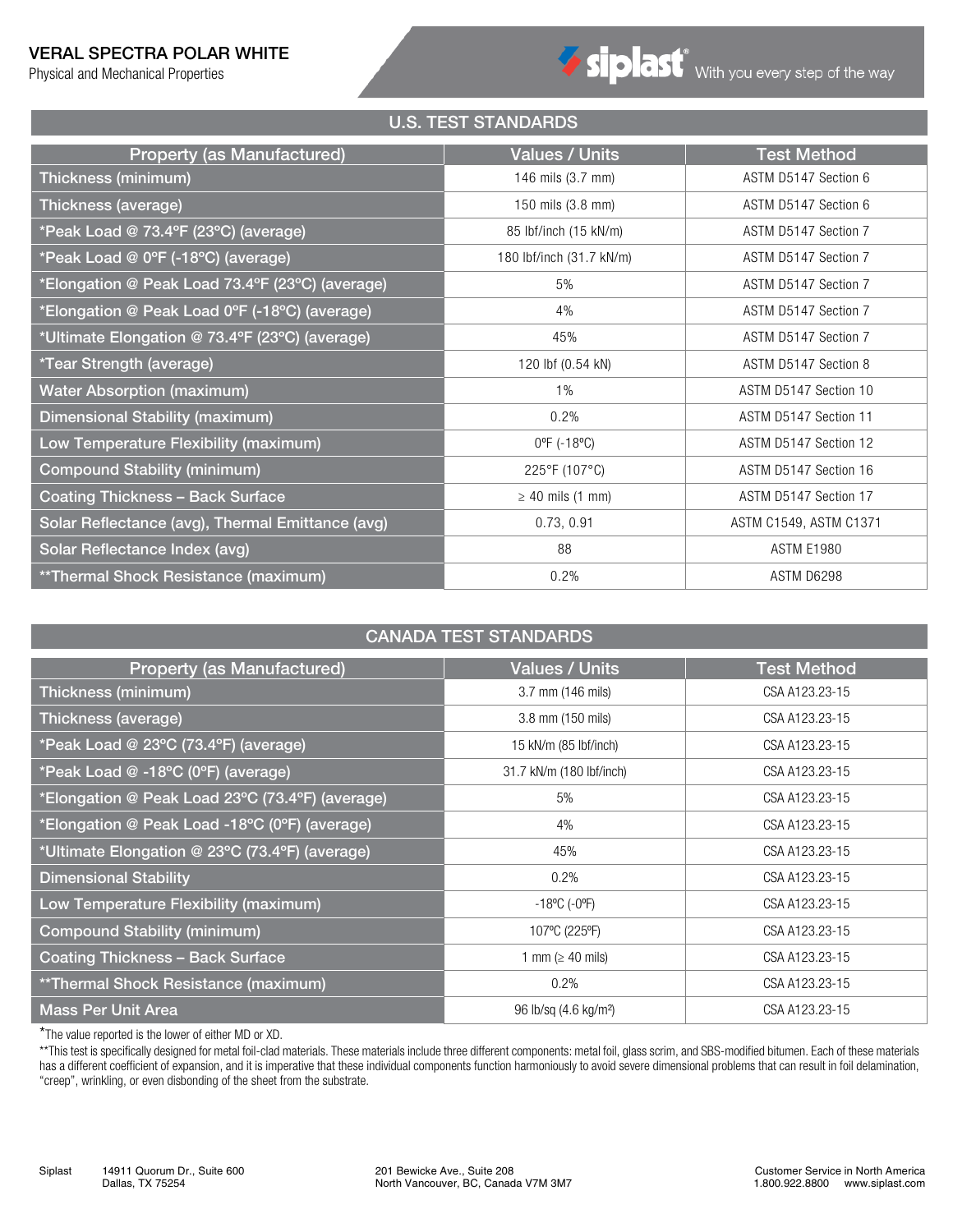# VERAL SPECTRA POLAR WHITE

Physical and Mechanical Properties

siplast® With you every step of the way

## U.S. TEST STANDARDS

| Property (as Manufactured) | Values / Units | Test Method |
|---|---|---|
| Thickness (minimum) | 146 mils (3.7 mm) | ASTM D5147 Section 6 |
| Thickness (average) | 150 mils (3.8 mm) | ASTM D5147 Section 6 |
| *Peak Load @ 73.4ºF (23ºC) (average) | 85 lbf/inch (15 kN/m) | ASTM D5147 Section 7 |
| *Peak Load @ 0ºF (-18ºC) (average) | 180 lbf/inch (31.7 kN/m) | ASTM D5147 Section 7 |
| *Elongation @ Peak Load 73.4ºF (23ºC) (average) | 5% | ASTM D5147 Section 7 |
| *Elongation @ Peak Load 0ºF (-18ºC) (average) | 4% | ASTM D5147 Section 7 |
| *Ultimate Elongation @ 73.4ºF (23ºC) (average) | 45% | ASTM D5147 Section 7 |
| *Tear Strength (average) | 120 lbf (0.54 kN) | ASTM D5147 Section 8 |
| Water Absorption (maximum) | 1% | ASTM D5147 Section 10 |
| Dimensional Stability (maximum) | 0.2% | ASTM D5147 Section 11 |
| Low Temperature Flexibility (maximum) | 0ºF (-18ºC) | ASTM D5147 Section 12 |
| Compound Stability (minimum) | 225°F (107°C) | ASTM D5147 Section 16 |
| Coating Thickness – Back Surface | ≥ 40 mils (1 mm) | ASTM D5147 Section 17 |
| Solar Reflectance (avg), Thermal Emittance (avg) | 0.73, 0.91 | ASTM C1549, ASTM C1371 |
| Solar Reflectance Index (avg) | 88 | ASTM E1980 |
| **Thermal Shock Resistance (maximum) | 0.2% | ASTM D6298 |

## CANADA TEST STANDARDS

| Property (as Manufactured) | Values / Units | Test Method |
|---|---|---|
| Thickness (minimum) | 3.7 mm (146 mils) | CSA A123.23-15 |
| Thickness (average) | 3.8 mm (150 mils) | CSA A123.23-15 |
| *Peak Load @ 23ºC (73.4ºF) (average) | 15 kN/m (85 lbf/inch) | CSA A123.23-15 |
| *Peak Load @ -18ºC (0ºF) (average) | 31.7 kN/m (180 lbf/inch) | CSA A123.23-15 |
| *Elongation @ Peak Load 23ºC (73.4ºF) (average) | 5% | CSA A123.23-15 |
| *Elongation @ Peak Load -18ºC (0ºF) (average) | 4% | CSA A123.23-15 |
| *Ultimate Elongation @ 23ºC (73.4ºF) (average) | 45% | CSA A123.23-15 |
| Dimensional Stability | 0.2% | CSA A123.23-15 |
| Low Temperature Flexibility (maximum) | -18ºC (-0ºF) | CSA A123.23-15 |
| Compound Stability (minimum) | 107ºC (225ºF) | CSA A123.23-15 |
| Coating Thickness – Back Surface | 1 mm (≥ 40 mils) | CSA A123.23-15 |
| **Thermal Shock Resistance (maximum) | 0.2% | CSA A123.23-15 |
| Mass Per Unit Area | 96 lb/sq (4.6 kg/m²) | CSA A123.23-15 |

*The value reported is the lower of either MD or XD.

**This test is specifically designed for metal foil-clad materials. These materials include three different components: metal foil, glass scrim, and SBS-modified bitumen. Each of these materials has a different coefficient of expansion, and it is imperative that these individual components function harmoniously to avoid severe dimensional problems that can result in foil delamination, "creep", wrinkling, or even disbonding of the sheet from the substrate.

Siplast 14911 Quorum Dr., Suite 600 Dallas, TX 75254

201 Bewicke Ave., Suite 208 North Vancouver, BC, Canada V7M 3M7

Customer Service in North America 1.800.922.8800 www.siplast.com